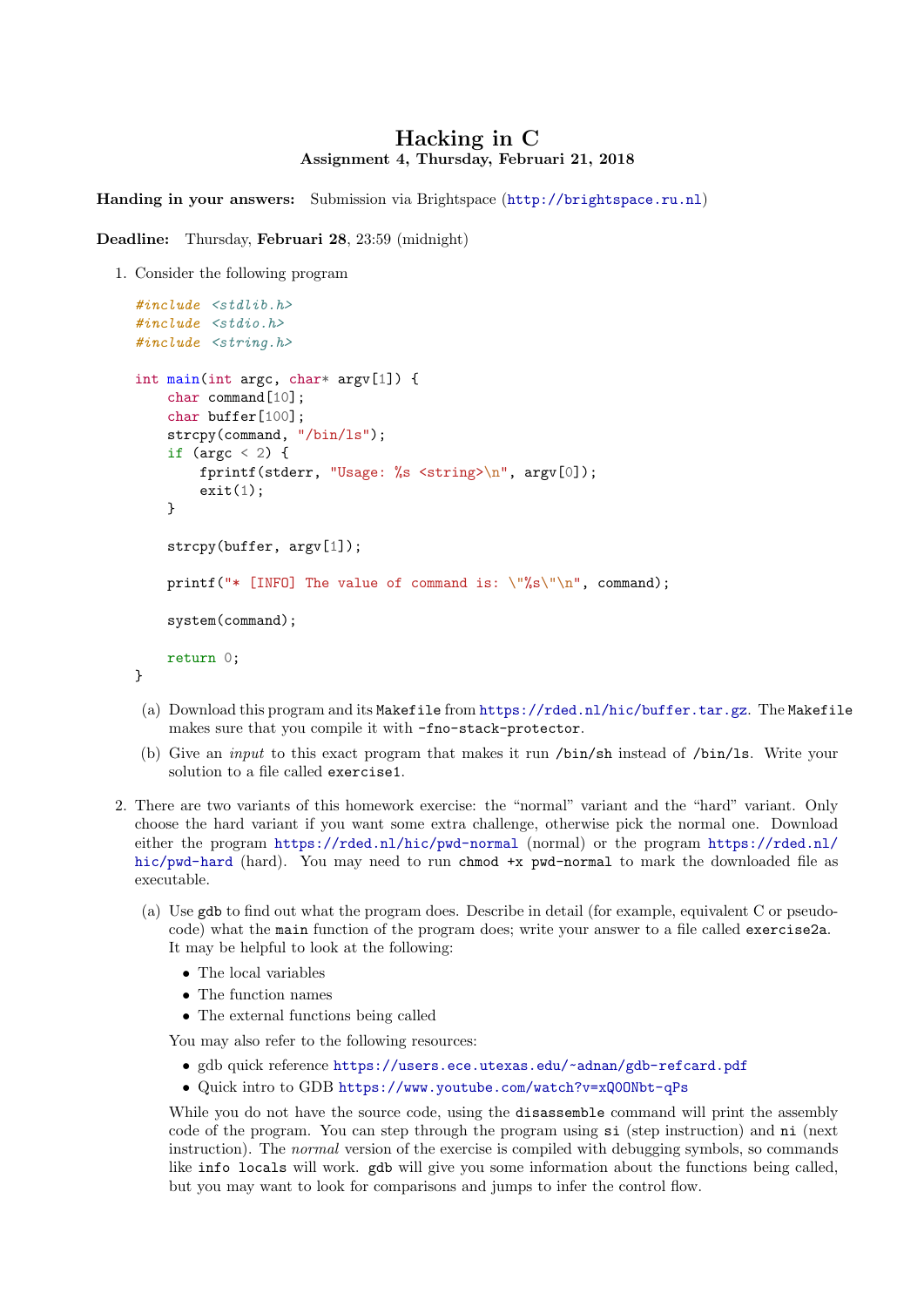# Hacking in C

**Assignment 4, Thursday, Februari 21, 2018**

**Handing in your answers:** Submission via Brightspace (http://brightspace.ru.nl)

**Deadline:** Thursday, **Februari 28**, 23:59 (midnight)

1. Consider the following program

   ```c
   #include <stdlib.h>
   #include <stdio.h>
   #include <string.h>

   int main(int argc, char* argv[1]) {
       char command[10];
       char buffer[100];
       strcpy(command, "/bin/ls");
       if (argc < 2) {
           fprintf(stderr, "Usage: %s <string>\n", argv[0]);
           exit(1);
       }

       strcpy(buffer, argv[1]);

       printf("* [INFO] The value of command is: \"%s\"\n", command);

       system(command);

       return 0;
   }
   ```

   (a) Download this program and its `Makefile` from https://rded.nl/hic/buffer.tar.gz. The `Makefile` makes sure that you compile it with `-fno-stack-protector`.

   (b) Give an *input* to this exact program that makes it run `/bin/sh` instead of `/bin/ls`. Write your solution to a file called `exercise1`.

2. There are two variants of this homework exercise: the "normal" variant and the "hard" variant. Only choose the hard variant if you want some extra challenge, otherwise pick the normal one. Download either the program https://rded.nl/hic/pwd-normal (normal) or the program https://rded.nl/hic/pwd-hard (hard). You may need to run `chmod +x pwd-normal` to mark the downloaded file as executable.

   (a) Use `gdb` to find out what the program does. Describe in detail (for example, equivalent C or pseudo-code) what the `main` function of the program does; write your answer to a file called `exercise2a`. It may be helpful to look at the following:

   - The local variables
   - The function names
   - The external functions being called

   You may also refer to the following resources:

   - gdb quick reference https://users.ece.utexas.edu/~adnan/gdb-refcard.pdf
   - Quick intro to GDB https://www.youtube.com/watch?v=xQ0ONbt-qPs

   While you do not have the source code, using the `disassemble` command will print the assembly code of the program. You can step through the program using `si` (step instruction) and `ni` (next instruction). The *normal* version of the exercise is compiled with debugging symbols, so commands like `info locals` will work. `gdb` will give you some information about the functions being called, but you may want to look for comparisons and jumps to infer the control flow.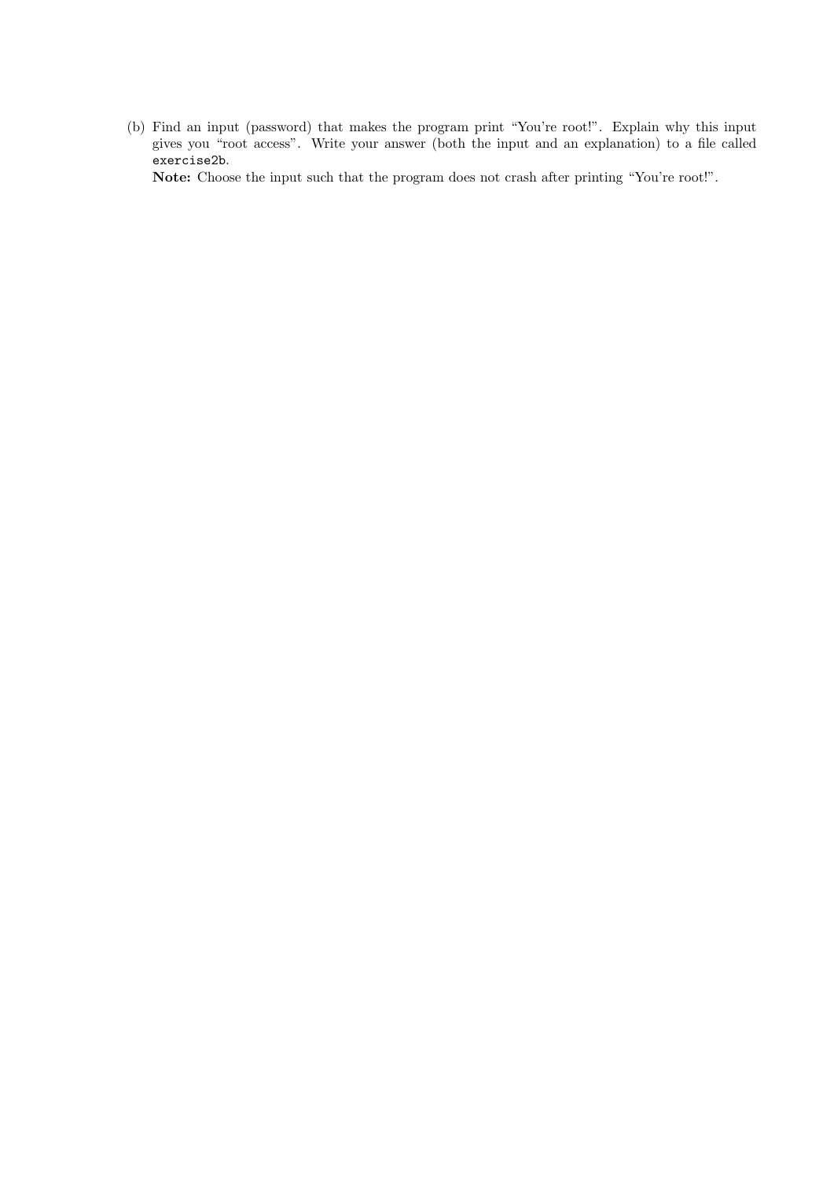(b) Find an input (password) that makes the program print "You're root!". Explain why this input gives you "root access". Write your answer (both the input and an explanation) to a file called `exercise2b`.

**Note:** Choose the input such that the program does not crash after printing "You're root!".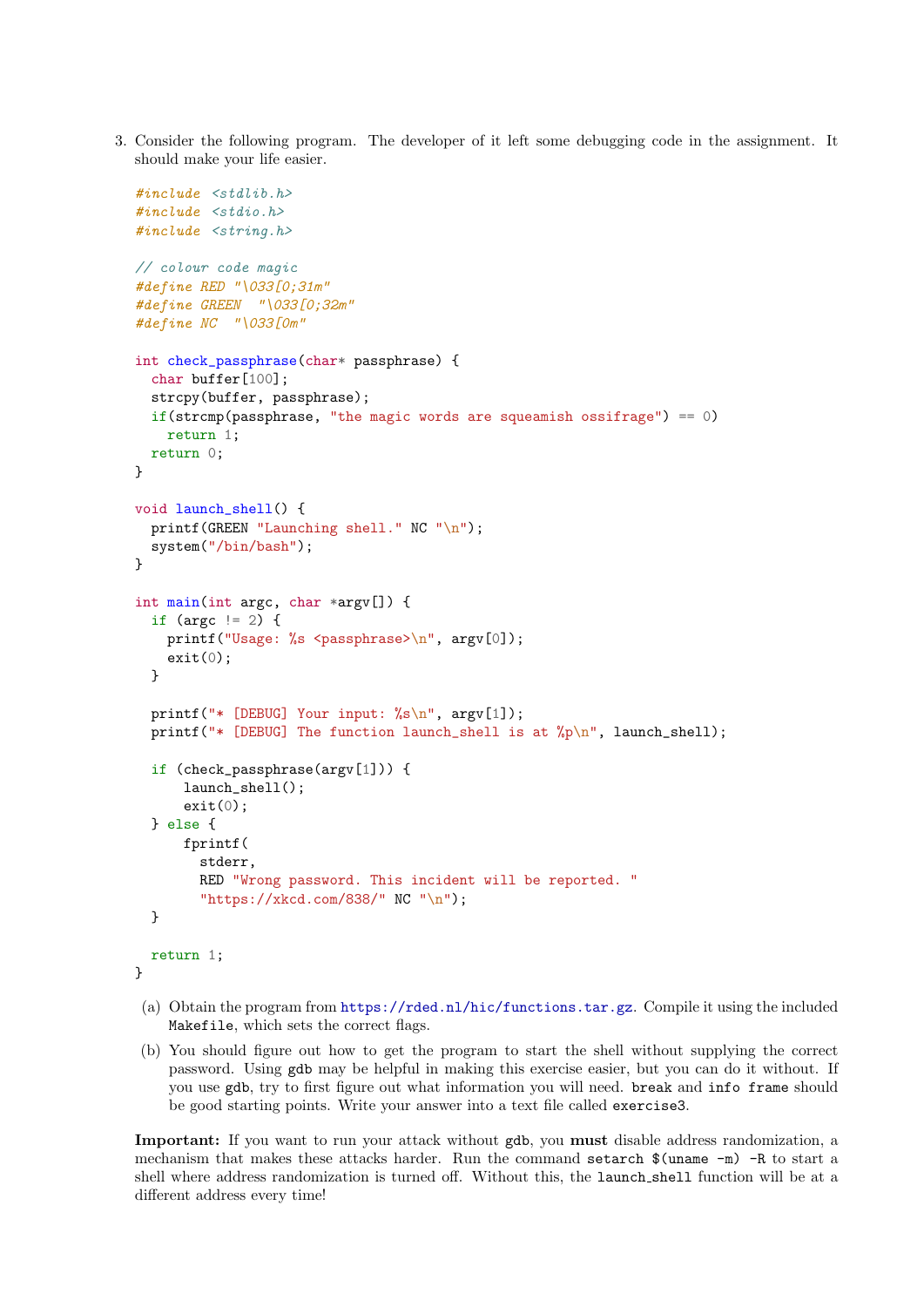3. Consider the following program. The developer of it left some debugging code in the assignment. It should make your life easier.

```c
#include <stdlib.h>
#include <stdio.h>
#include <string.h>

// colour code magic
#define RED "\033[0;31m"
#define GREEN  "\033[0;32m"
#define NC  "\033[0m"

int check_passphrase(char* passphrase) {
  char buffer[100];
  strcpy(buffer, passphrase);
  if(strcmp(passphrase, "the magic words are squeamish ossifrage") == 0)
    return 1;
  return 0;
}

void launch_shell() {
  printf(GREEN "Launching shell." NC "\n");
  system("/bin/bash");
}

int main(int argc, char *argv[]) {
  if (argc != 2) {
    printf("Usage: %s <passphrase>\n", argv[0]);
    exit(0);
  }

  printf("* [DEBUG] Your input: %s\n", argv[1]);
  printf("* [DEBUG] The function launch_shell is at %p\n", launch_shell);

  if (check_passphrase(argv[1])) {
      launch_shell();
      exit(0);
  } else {
      fprintf(
        stderr,
        RED "Wrong password. This incident will be reported. "
        "https://xkcd.com/838/" NC "\n");
  }

  return 1;
}
```

(a) Obtain the program from https://rded.nl/hic/functions.tar.gz. Compile it using the included `Makefile`, which sets the correct flags.

(b) You should figure out how to get the program to start the shell without supplying the correct password. Using `gdb` may be helpful in making this exercise easier, but you can do it without. If you use `gdb`, try to first figure out what information you will need. `break` and `info frame` should be good starting points. Write your answer into a text file called `exercise3`.

**Important:** If you want to run your attack without `gdb`, you **must** disable address randomization, a mechanism that makes these attacks harder. Run the command `setarch $(uname -m) -R` to start a shell where address randomization is turned off. Without this, the launch_shell function will be at a different address every time!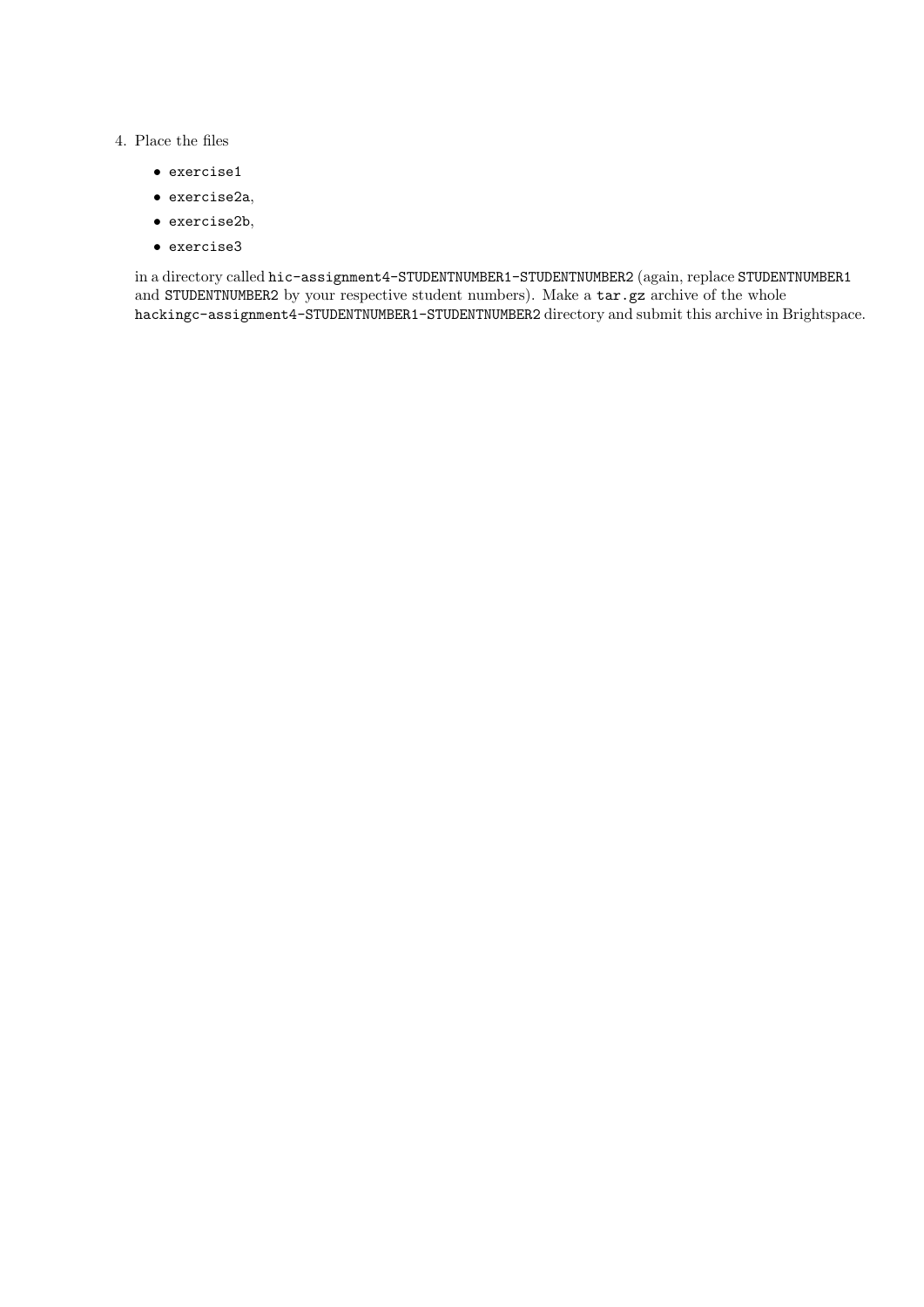4. Place the files

   - `exercise1`
   - `exercise2a`,
   - `exercise2b`,
   - `exercise3`

   in a directory called `hic-assignment4-STUDENTNUMBER1-STUDENTNUMBER2` (again, replace `STUDENTNUMBER1` and `STUDENTNUMBER2` by your respective student numbers). Make a `tar.gz` archive of the whole `hackingc-assignment4-STUDENTNUMBER1-STUDENTNUMBER2` directory and submit this archive in Brightspace.